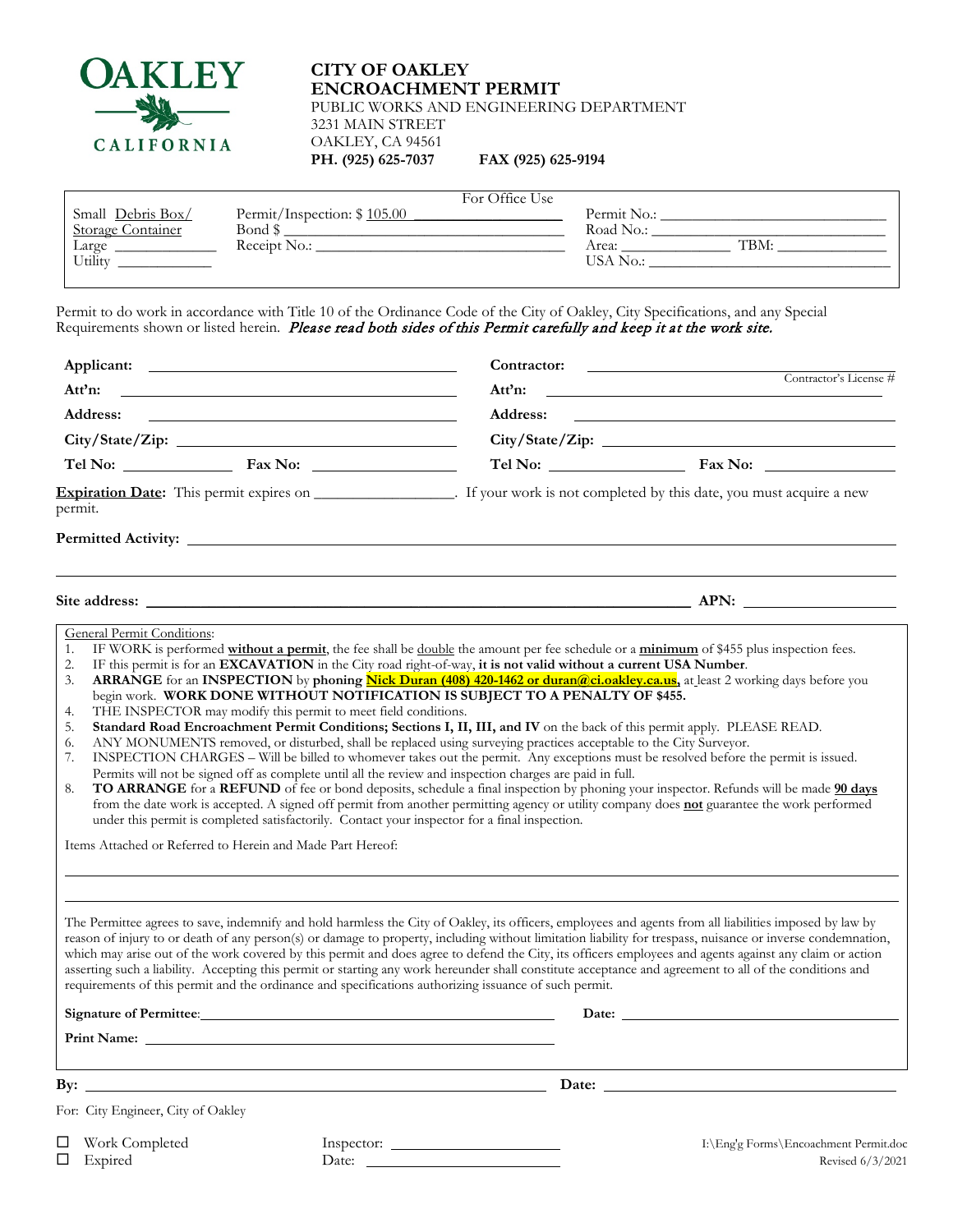OAKLEY

CALIFORNIA

# CITY OF OAKLEY
## ENCROACHMENT PERMIT

PUBLIC WORKS AND ENGINEERING DEPARTMENT
3231 MAIN STREET
OAKLEY, CA 94561
**PH. (925) 625-7037** **FAX (925) 625-9194**

For Office Use

| | | |
|---|---|---|
| Small Debris Box/ Storage Container | Permit/Inspection: $ 105.00 ______ | Permit No.: ______ |
| Large ______ | Bond $ ______ | Road No.: ______ |
| Utility ______ | Receipt No.: ______ | Area: ______ TBM: ______ |
| | | USA No.: ______ |

Permit to do work in accordance with Title 10 of the Ordinance Code of the City of Oakley, City Specifications, and any Special Requirements shown or listed herein. *Please read both sides of this Permit carefully and keep it at the work site.*

| | |
|---|---|
| **Applicant:** ______ | **Contractor:** ______ Contractor's License # |
| **Att'n:** ______ | **Att'n:** ______ |
| **Address:** ______ | **Address:** ______ |
| **City/State/Zip:** ______ | **City/State/Zip:** ______ |
| **Tel No:** ______ **Fax No:** ______ | **Tel No:** ______ **Fax No:** ______ |

**Expiration Date:** This permit expires on ______. If your work is not completed by this date, you must acquire a new permit.

**Permitted Activity:** ______

**Site address:** ______ **APN:** ______

General Permit Conditions:

1. IF WORK is performed **without a permit**, the fee shall be double the amount per fee schedule or a **minimum** of $455 plus inspection fees.
2. IF this permit is for an **EXCAVATION** in the City road right-of-way, **it is not valid without a current USA Number**.
3. **ARRANGE** for an **INSPECTION** by **phoning Nick Duran (408) 420-1462 or duran@ci.oakley.ca.us,** at least 2 working days before you begin work. **WORK DONE WITHOUT NOTIFICATION IS SUBJECT TO A PENALTY OF $455.**
4. THE INSPECTOR may modify this permit to meet field conditions.
5. **Standard Road Encroachment Permit Conditions; Sections I, II, III, and IV** on the back of this permit apply. PLEASE READ.
6. ANY MONUMENTS removed, or disturbed, shall be replaced using surveying practices acceptable to the City Surveyor.
7. INSPECTION CHARGES – Will be billed to whomever takes out the permit. Any exceptions must be resolved before the permit is issued. Permits will not be signed off as complete until all the review and inspection charges are paid in full.
8. **TO ARRANGE** for a **REFUND** of fee or bond deposits, schedule a final inspection by phoning your inspector. Refunds will be made **90 days** from the date work is accepted. A signed off permit from another permitting agency or utility company does **not** guarantee the work performed under this permit is completed satisfactorily. Contact your inspector for a final inspection.

Items Attached or Referred to Herein and Made Part Hereof:

The Permittee agrees to save, indemnify and hold harmless the City of Oakley, its officers, employees and agents from all liabilities imposed by law by reason of injury to or death of any person(s) or damage to property, including without limitation liability for trespass, nuisance or inverse condemnation, which may arise out of the work covered by this permit and does agree to defend the City, its officers employees and agents against any claim or action asserting such a liability. Accepting this permit or starting any work hereunder shall constitute acceptance and agreement to all of the conditions and requirements of this permit and the ordinance and specifications authorizing issuance of such permit.

**Signature of Permittee**: ______ **Date:** ______

**Print Name:** ______

**By:** ______ **Date:** ______

For: City Engineer, City of Oakley

☐ Work Completed    Inspector: ______
☐ Expired    Date: ______

I:\Eng'g Forms\Encoachment Permit.doc
Revised 6/3/2021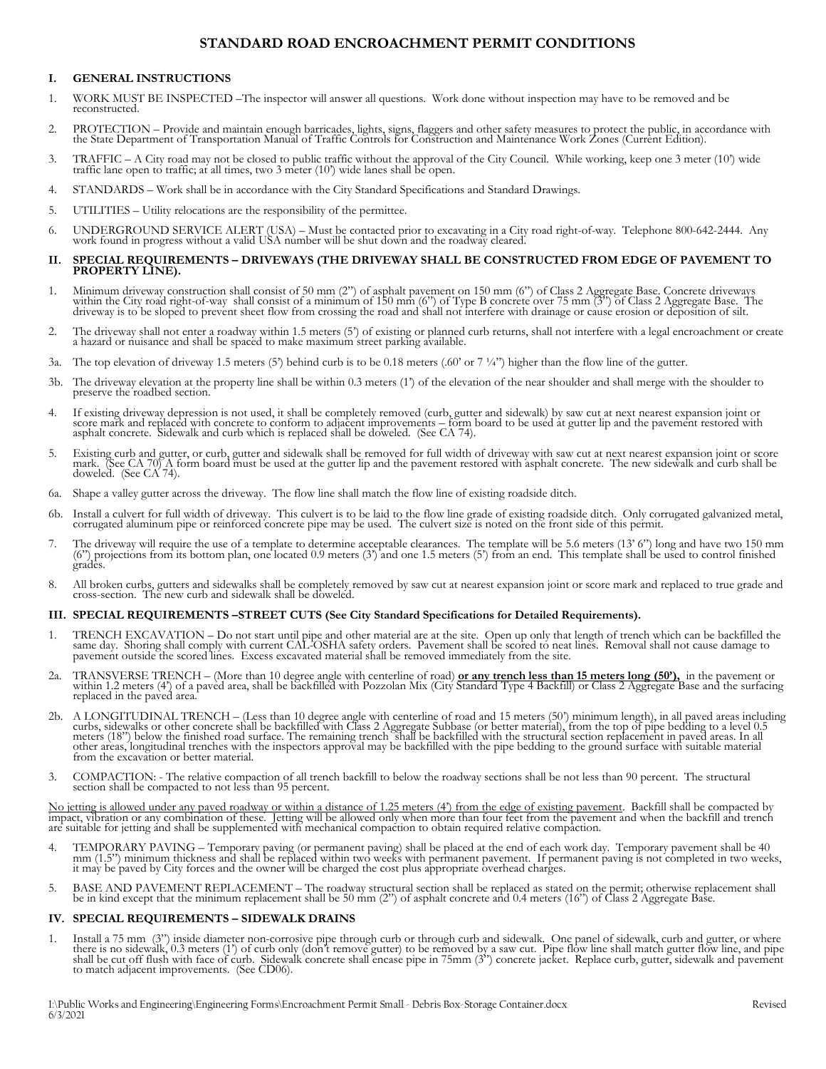# STANDARD ROAD ENCROACHMENT PERMIT CONDITIONS

## I. GENERAL INSTRUCTIONS

1. WORK MUST BE INSPECTED –The inspector will answer all questions. Work done without inspection may have to be removed and be reconstructed.
2. PROTECTION – Provide and maintain enough barricades, lights, signs, flaggers and other safety measures to protect the public, in accordance with the State Department of Transportation Manual of Traffic Controls for Construction and Maintenance Work Zones (Current Edition).
3. TRAFFIC – A City road may not be closed to public traffic without the approval of the City Council. While working, keep one 3 meter (10') wide traffic lane open to traffic; at all times, two 3 meter (10') wide lanes shall be open.
4. STANDARDS – Work shall be in accordance with the City Standard Specifications and Standard Drawings.
5. UTILITIES – Utility relocations are the responsibility of the permittee.
6. UNDERGROUND SERVICE ALERT (USA) – Must be contacted prior to excavating in a City road right-of-way. Telephone 800-642-2444. Any work found in progress without a valid USA number will be shut down and the roadway cleared.

## II. SPECIAL REQUIREMENTS – DRIVEWAYS (THE DRIVEWAY SHALL BE CONSTRUCTED FROM EDGE OF PAVEMENT TO PROPERTY LINE).

1. Minimum driveway construction shall consist of 50 mm (2") of asphalt pavement on 150 mm (6") of Class 2 Aggregate Base. Concrete driveways within the City road right-of-way shall consist of a minimum of 150 mm (6") of Type B concrete over 75 mm (3") of Class 2 Aggregate Base. The driveway is to be sloped to prevent sheet flow from crossing the road and shall not interfere with drainage or cause erosion or deposition of silt.
2. The driveway shall not enter a roadway within 1.5 meters (5') of existing or planned curb returns, shall not interfere with a legal encroachment or create a hazard or nuisance and shall be spaced to make maximum street parking available.

3a. The top elevation of driveway 1.5 meters (5') behind curb is to be 0.18 meters (.60' or 7 ¼") higher than the flow line of the gutter.

3b. The driveway elevation at the property line shall be within 0.3 meters (1') of the elevation of the near shoulder and shall merge with the shoulder to preserve the roadbed section.

4. If existing driveway depression is not used, it shall be completely removed (curb, gutter and sidewalk) by saw cut at next nearest expansion joint or score mark and replaced with concrete to conform to adjacent improvements – form board to be used at gutter lip and the pavement restored with asphalt concrete. Sidewalk and curb which is replaced shall be doweled. (See CA 74).
5. Existing curb and gutter, or curb, gutter and sidewalk shall be removed for full width of driveway with saw cut at next nearest expansion joint or score mark. (See CA 70) A form board must be used at the gutter lip and the pavement restored with asphalt concrete. The new sidewalk and curb shall be doweled. (See CA 74).

6a. Shape a valley gutter across the driveway. The flow line shall match the flow line of existing roadside ditch.

6b. Install a culvert for full width of driveway. This culvert is to be laid to the flow line grade of existing roadside ditch. Only corrugated galvanized metal, corrugated aluminum pipe or reinforced concrete pipe may be used. The culvert size is noted on the front side of this permit.

7. The driveway will require the use of a template to determine acceptable clearances. The template will be 5.6 meters (13' 6") long and have two 150 mm (6") projections from its bottom plan, one located 0.9 meters (3') and one 1.5 meters (5') from an end. This template shall be used to control finished grades.
8. All broken curbs, gutters and sidewalks shall be completely removed by saw cut at nearest expansion joint or score mark and replaced to true grade and cross-section. The new curb and sidewalk shall be doweled.

## III. SPECIAL REQUIREMENTS –STREET CUTS (See City Standard Specifications for Detailed Requirements).

1. TRENCH EXCAVATION – Do not start until pipe and other material are at the site. Open up only that length of trench which can be backfilled the same day. Shoring shall comply with current CAL-OSHA safety orders. Pavement shall be scored to neat lines. Removal shall not cause damage to pavement outside the scored lines. Excess excavated material shall be removed immediately from the site.

2a. TRANSVERSE TRENCH – (More than 10 degree angle with centerline of road) **or any trench less than 15 meters long (50'),** in the pavement or within 1.2 meters (4') of a paved area, shall be backfilled with Pozzolan Mix (City Standard Type 4 Backfill) or Class 2 Aggregate Base and the surfacing replaced in the paved area.

2b. A LONGITUDINAL TRENCH – (Less than 10 degree angle with centerline of road and 15 meters (50') minimum length), in all paved areas including curbs, sidewalks or other concrete shall be backfilled with Class 2 Aggregate Subbase (or better material), from the top of pipe bedding to a level 0.5 meters (18") below the finished road surface. The remaining trench shall be backfilled with the structural section replacement in paved areas. In all other areas, longitudinal trenches with the inspectors approval may be backfilled with the pipe bedding to the ground surface with suitable material from the excavation or better material.

3. COMPACTION: - The relative compaction of all trench backfill to below the roadway sections shall be not less than 90 percent. The structural section shall be compacted to not less than 95 percent.

No jetting is allowed under any paved roadway or within a distance of 1.25 meters (4') from the edge of existing pavement. Backfill shall be compacted by impact, vibration or any combination of these. Jetting will be allowed only when more than four feet from the pavement and when the backfill and trench are suitable for jetting and shall be supplemented with mechanical compaction to obtain required relative compaction.

4. TEMPORARY PAVING – Temporary paving (or permanent paving) shall be placed at the end of each work day. Temporary pavement shall be 40 mm (1.5") minimum thickness and shall be replaced within two weeks with permanent pavement. If permanent paving is not completed in two weeks, it may be paved by City forces and the owner will be charged the cost plus appropriate overhead charges.
5. BASE AND PAVEMENT REPLACEMENT – The roadway structural section shall be replaced as stated on the permit; otherwise replacement shall be in kind except that the minimum replacement shall be 50 mm (2") of asphalt concrete and 0.4 meters (16") of Class 2 Aggregate Base.

## IV. SPECIAL REQUIREMENTS – SIDEWALK DRAINS

1. Install a 75 mm (3") inside diameter non-corrosive pipe through curb or through curb and sidewalk. One panel of sidewalk, curb and gutter, or where there is no sidewalk, 0.3 meters (1') of curb only (don't remove gutter) to be removed by a saw cut. Pipe flow line shall match gutter flow line, and pipe shall be cut off flush with face of curb. Sidewalk concrete shall encase pipe in 75mm (3") concrete jacket. Replace curb, gutter, sidewalk and pavement to match adjacent improvements. (See CD06).

I:\Public Works and Engineering\Engineering Forms\Encroachment Permit Small - Debris Box-Storage Container.docx Revised 6/3/2021